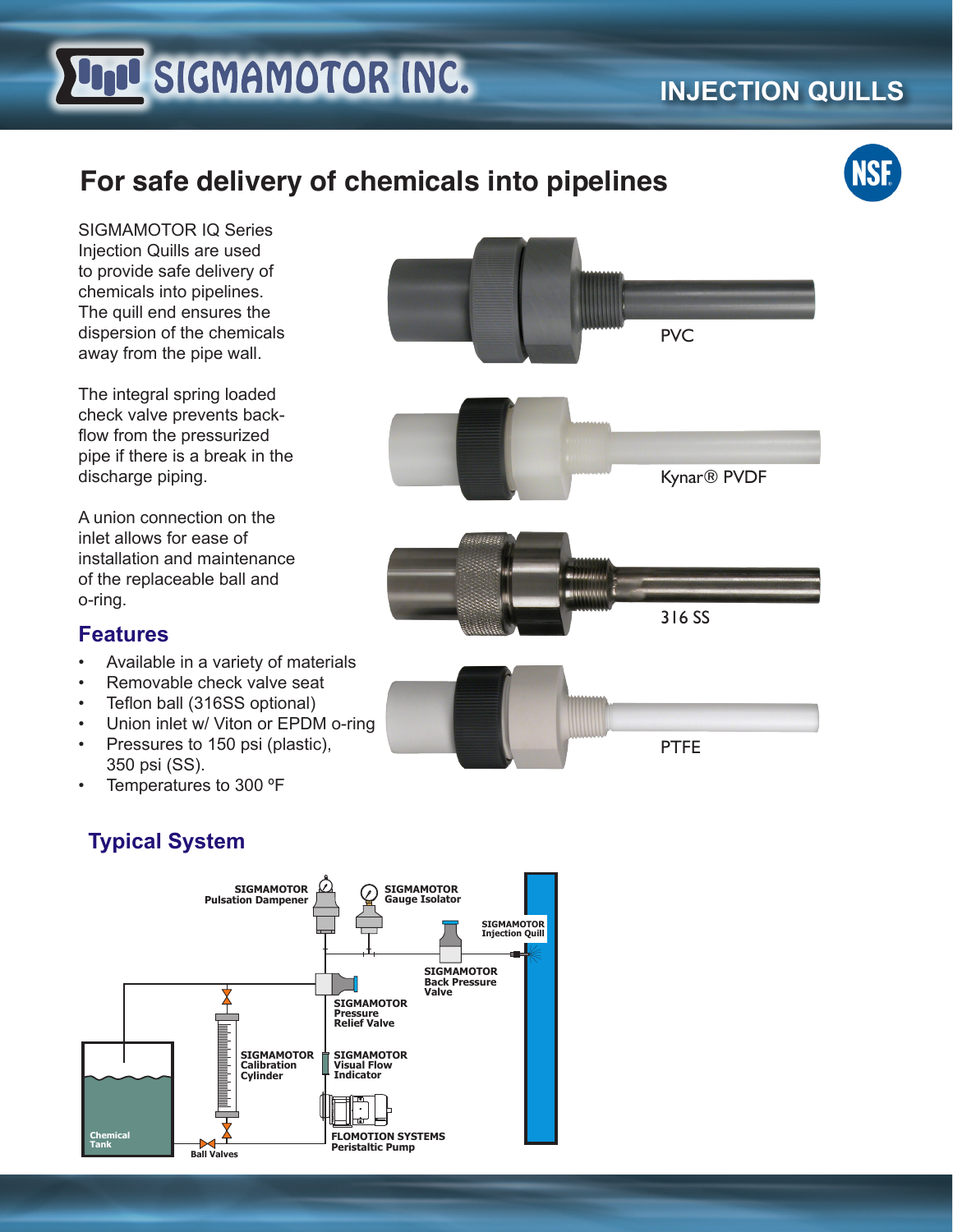# SIGMAMOTOR INC.

## INJECTION QUILLS

## For safe delivery of chemicals into pipelines

SIGMAMOTOR IQ Series Injection Quills are used to provide safe delivery of chemicals into pipelines. The quill end ensures the dispersion of the chemicals away from the pipe wall.

The integral spring loaded check valve prevents back-flow from the pressurized pipe if there is a break in the discharge piping.

A union connection on the inlet allows for ease of installation and maintenance of the replaceable ball and o-ring.

PVC

Kynar® PVDF

316 SS

PTFE

### Features

- Available in a variety of materials
- Removable check valve seat
- Teflon ball (316SS optional)
- Union inlet w/ Viton or EPDM o-ring
- Pressures to 150 psi (plastic), 350 psi (SS).
- Temperatures to 300 ºF

### Typical System

SIGMAMOTOR Pulsation Dampener

SIGMAMOTOR Gauge Isolator

SIGMAMOTOR Injection Quill

SIGMAMOTOR Back Pressure Valve

SIGMAMOTOR Pressure Relief Valve

SIGMAMOTOR Calibration Cylinder

SIGMAMOTOR Visual Flow Indicator

FLOMOTION SYSTEMS Peristaltic Pump

Chemical Tank

Ball Valves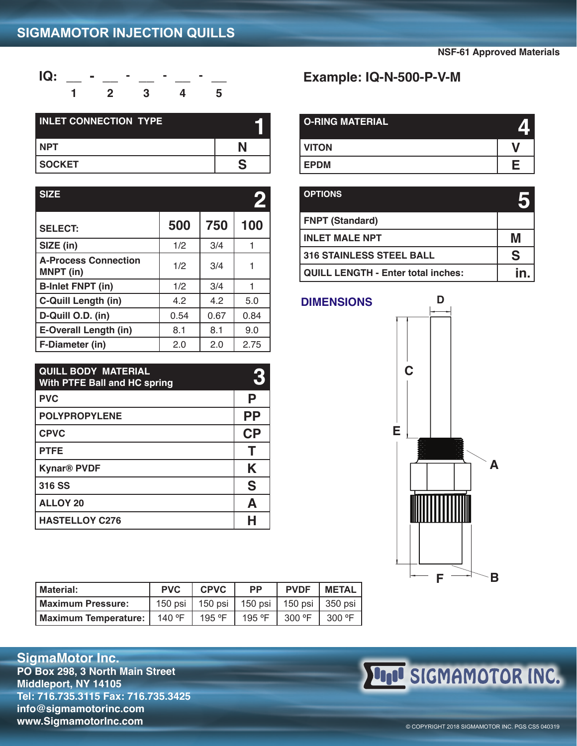# SIGMAMOTOR INJECTION QUILLS

**NSF-61 Approved Materials**

**IQ: __ - __ - __ - __ - __**
1 2 3 4 5

**Example: IQ-N-500-P-V-M**

| INLET CONNECTION TYPE | 1 |
|---|---|
| NPT | N |
| SOCKET | S |

| SIZE | | | 2 |
|---|---|---|---|
| SELECT: | 500 | 750 | 100 |
| SIZE (in) | 1/2 | 3/4 | 1 |
| A-Process Connection MNPT (in) | 1/2 | 3/4 | 1 |
| B-Inlet FNPT (in) | 1/2 | 3/4 | 1 |
| C-Quill Length (in) | 4.2 | 4.2 | 5.0 |
| D-Quill O.D. (in) | 0.54 | 0.67 | 0.84 |
| E-Overall Length (in) | 8.1 | 8.1 | 9.0 |
| F-Diameter (in) | 2.0 | 2.0 | 2.75 |

| QUILL BODY MATERIAL With PTFE Ball and HC spring | 3 |
|---|---|
| PVC | P |
| POLYPROPYLENE | PP |
| CPVC | CP |
| PTFE | T |
| Kynar® PVDF | K |
| 316 SS | S |
| ALLOY 20 | A |
| HASTELLOY C276 | H |

| O-RING MATERIAL | 4 |
|---|---|
| VITON | V |
| EPDM | E |

| OPTIONS | 5 |
|---|---|
| FNPT (Standard) | |
| INLET MALE NPT | M |
| 316 STAINLESS STEEL BALL | S |
| QUILL LENGTH - Enter total inches: | in. |

## DIMENSIONS

D
C
E
A
F
B

| Material: | PVC | CPVC | PP | PVDF | METAL |
|---|---|---|---|---|---|
| Maximum Pressure: | 150 psi | 150 psi | 150 psi | 150 psi | 350 psi |
| Maximum Temperature: | 140 °F | 195 °F | 195 °F | 300 °F | 300 °F |

**SigmaMotor Inc.**
**PO Box 298, 3 North Main Street**
**Middleport, NY 14105**
**Tel: 716.735.3115 Fax: 716.735.3425**
**info@sigmamotorinc.com**
**www.SigmamotorInc.com**

SIGMAMOTOR INC.

© COPYRIGHT 2018 SIGMAMOTOR INC. PGS CS5 040319